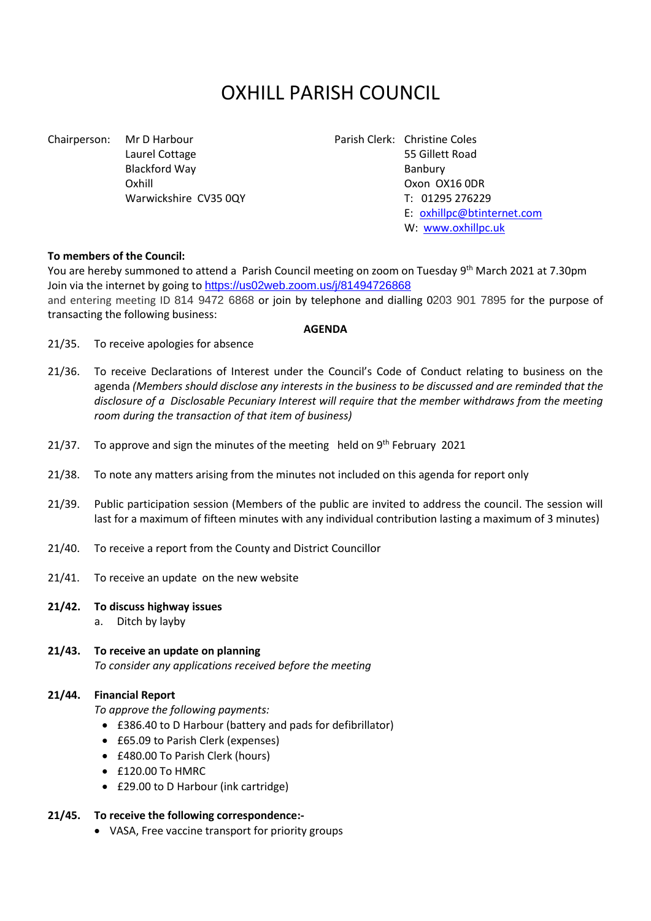# OXHILL PARISH COUNCIL

Chairperson: Mr D Harbour
Laurel Cottage
Blackford Way
Oxhill
Warwickshire CV35 0QY

Parish Clerk: Christine Coles
55 Gillett Road
Banbury
Oxon OX16 0DR
T: 01295 276229
E: oxhillpc@btinternet.com
W: www.oxhillpc.uk

**To members of the Council:**

You are hereby summoned to attend a Parish Council meeting on zoom on Tuesday 9th March 2021 at 7.30pm Join via the internet by going to https://us02web.zoom.us/j/81494726868 and entering meeting ID 814 9472 6868 or join by telephone and dialling 0203 901 7895 for the purpose of transacting the following business:

**AGENDA**

21/35. To receive apologies for absence

21/36. To receive Declarations of Interest under the Council's Code of Conduct relating to business on the agenda *(Members should disclose any interests in the business to be discussed and are reminded that the disclosure of a Disclosable Pecuniary Interest will require that the member withdraws from the meeting room during the transaction of that item of business)*

21/37. To approve and sign the minutes of the meeting held on 9th February 2021

21/38. To note any matters arising from the minutes not included on this agenda for report only

21/39. Public participation session (Members of the public are invited to address the council. The session will last for a maximum of fifteen minutes with any individual contribution lasting a maximum of 3 minutes)

21/40. To receive a report from the County and District Councillor

21/41. To receive an update on the new website

**21/42. To discuss highway issues**

a. Ditch by layby

**21/43. To receive an update on planning**

*To consider any applications received before the meeting*

**21/44. Financial Report**

*To approve the following payments:*

- £386.40 to D Harbour (battery and pads for defibrillator)
- £65.09 to Parish Clerk (expenses)
- £480.00 To Parish Clerk (hours)
- £120.00 To HMRC
- £29.00 to D Harbour (ink cartridge)

**21/45. To receive the following correspondence:-**

- VASA, Free vaccine transport for priority groups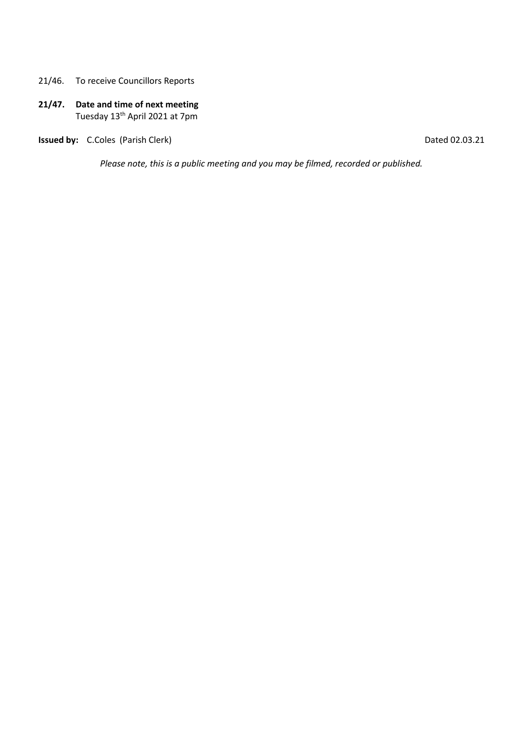21/46. To receive Councillors Reports

**21/47. Date and time of next meeting**
Tuesday 13th April 2021 at 7pm

**Issued by:** C.Coles (Parish Clerk) Dated 02.03.21

*Please note, this is a public meeting and you may be filmed, recorded or published.*